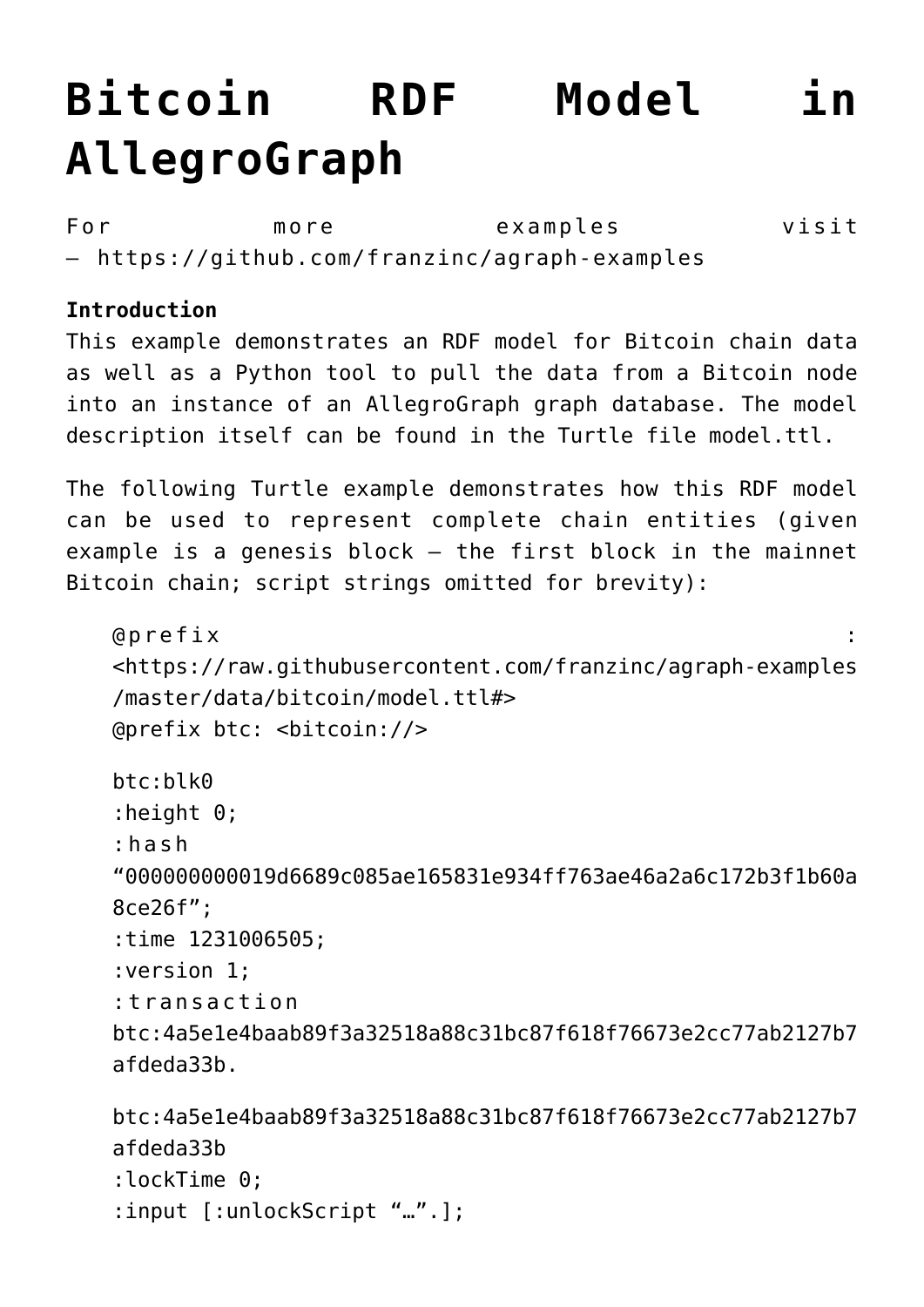# Bitcoin RDF Model in AllegroGraph

For more examples visit – https://github.com/franzinc/agraph-examples

**Introduction**
This example demonstrates an RDF model for Bitcoin chain data as well as a Python tool to pull the data from a Bitcoin node into an instance of an AllegroGraph graph database. The model description itself can be found in the Turtle file model.ttl.

The following Turtle example demonstrates how this RDF model can be used to represent complete chain entities (given example is a genesis block – the first block in the mainnet Bitcoin chain; script strings omitted for brevity):

```
@prefix : <https://raw.githubusercontent.com/franzinc/agraph-examples/master/data/bitcoin/model.ttl#>
@prefix btc: <bitcoin://>

btc:blk0
:height 0;
:hash "000000000019d6689c085ae165831e934ff763ae46a2a6c172b3f1b60a8ce26f";
:time 1231006505;
:version 1;
:transaction btc:4a5e1e4baab89f3a32518a88c31bc87f618f76673e2cc77ab2127b7afdeda33b.

btc:4a5e1e4baab89f3a32518a88c31bc87f618f76673e2cc77ab2127b7afdeda33b
:lockTime 0;
:input [:unlockScript "…".];
```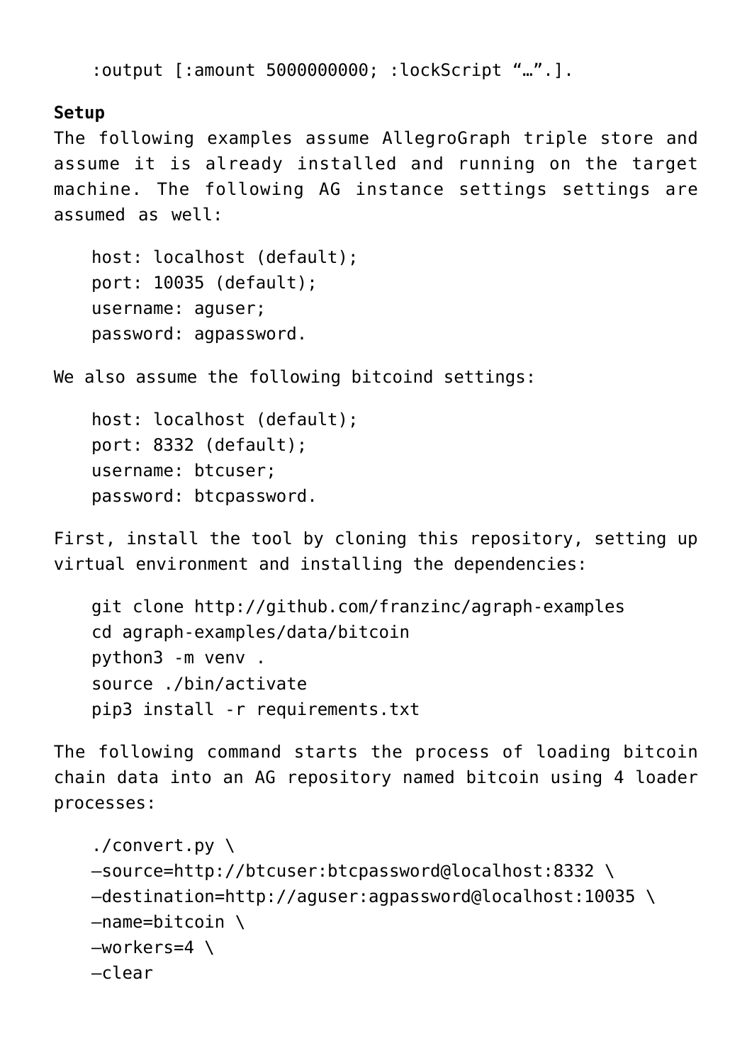```
:output [:amount 5000000000; :lockScript "…".].
```

**Setup**

The following examples assume AllegroGraph triple store and assume it is already installed and running on the target machine. The following AG instance settings settings are assumed as well:

```
host: localhost (default);
port: 10035 (default);
username: aguser;
password: agpassword.
```

We also assume the following bitcoind settings:

```
host: localhost (default);
port: 8332 (default);
username: btcuser;
password: btcpassword.
```

First, install the tool by cloning this repository, setting up virtual environment and installing the dependencies:

```
git clone http://github.com/franzinc/agraph-examples
cd agraph-examples/data/bitcoin
python3 -m venv .
source ./bin/activate
pip3 install -r requirements.txt
```

The following command starts the process of loading bitcoin chain data into an AG repository named bitcoin using 4 loader processes:

```
./convert.py \
–source=http://btcuser:btcpassword@localhost:8332 \
–destination=http://aguser:agpassword@localhost:10035 \
–name=bitcoin \
–workers=4 \
–clear
```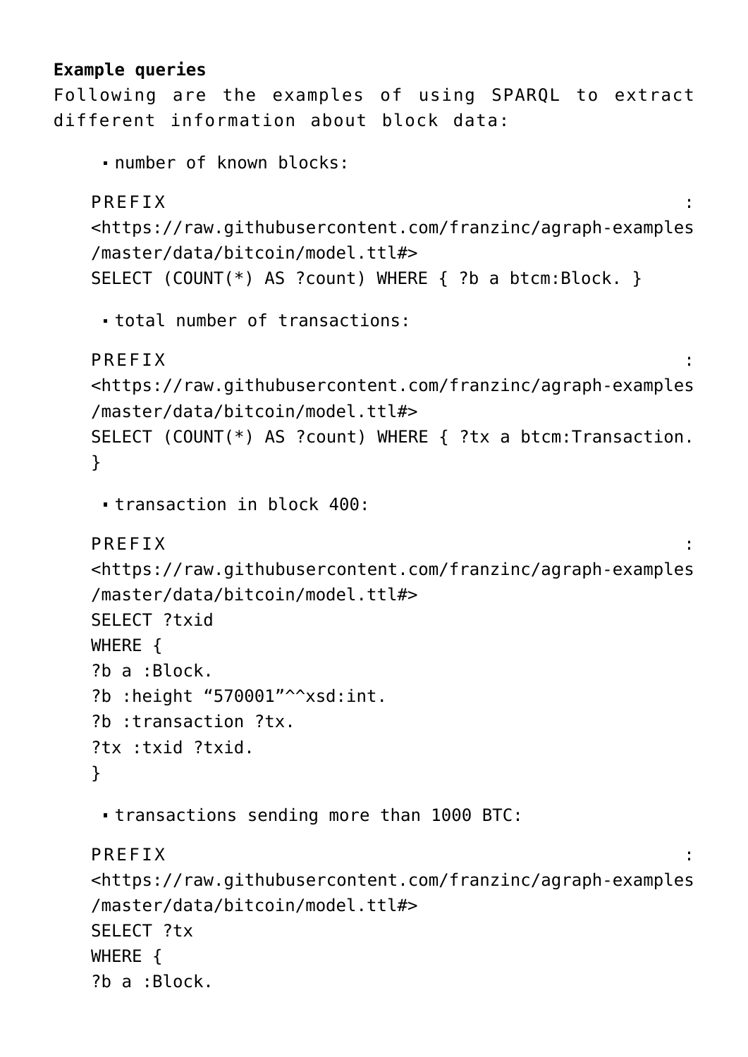**Example queries**

Following are the examples of using SPARQL to extract different information about block data:

- number of known blocks:

```
PREFIX :
<https://raw.githubusercontent.com/franzinc/agraph-examples
/master/data/bitcoin/model.ttl#>
SELECT (COUNT(*) AS ?count) WHERE { ?b a btcm:Block. }
```

- total number of transactions:

```
PREFIX :
<https://raw.githubusercontent.com/franzinc/agraph-examples
/master/data/bitcoin/model.ttl#>
SELECT (COUNT(*) AS ?count) WHERE { ?tx a btcm:Transaction.
}
```

- transaction in block 400:

```
PREFIX :
<https://raw.githubusercontent.com/franzinc/agraph-examples
/master/data/bitcoin/model.ttl#>
SELECT ?txid
WHERE {
?b a :Block.
?b :height “570001”^^xsd:int.
?b :transaction ?tx.
?tx :txid ?txid.
}
```

- transactions sending more than 1000 BTC:

```
PREFIX :
<https://raw.githubusercontent.com/franzinc/agraph-examples
/master/data/bitcoin/model.ttl#>
SELECT ?tx
WHERE {
?b a :Block.
```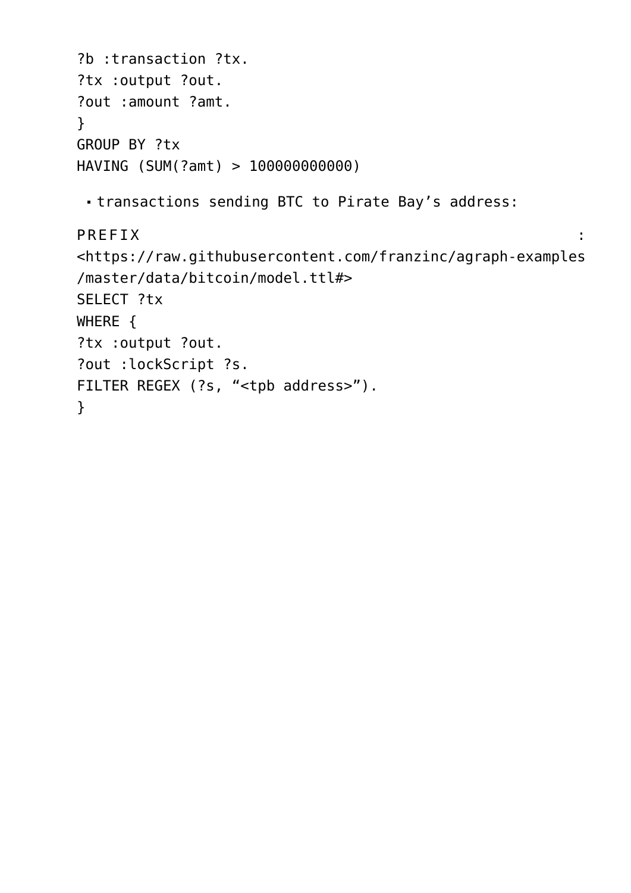```
?b :transaction ?tx.
?tx :output ?out.
?out :amount ?amt.
}
GROUP BY ?tx
HAVING (SUM(?amt) > 100000000000)
```

- transactions sending BTC to Pirate Bay's address:

```
PREFIX :
<https://raw.githubusercontent.com/franzinc/agraph-examples/master/data/bitcoin/model.ttl#>
SELECT ?tx
WHERE {
?tx :output ?out.
?out :lockScript ?s.
FILTER REGEX (?s, "<tpb address>").
}
```